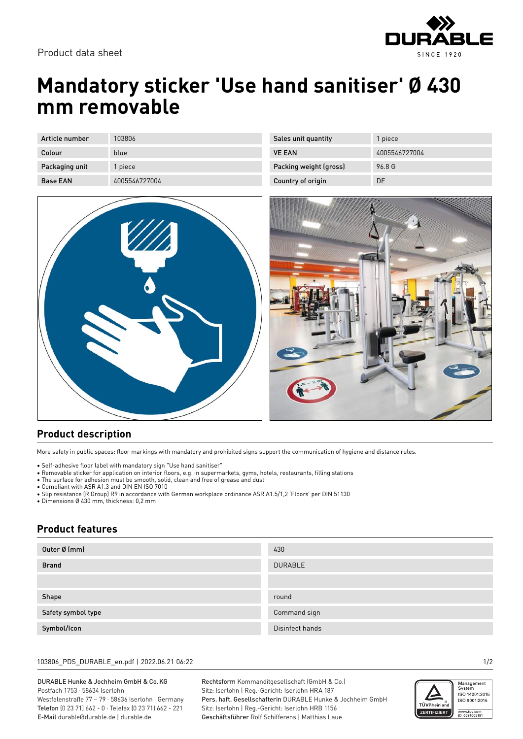Product data sheet

# Mandatory sticker 'Use hand sanitiser' Ø 430 mm removable

| Article number | 103806 | Sales unit quantity | 1 piece |
|---|---|---|---|
| Colour | blue | VE EAN | 4005546727004 |
| Packaging unit | 1 piece | Packing weight (gross) | 96.8 G |
| Base EAN | 4005546727004 | Country of origin | DE |

## Product description

More safety in public spaces: floor markings with mandatory and prohibited signs support the communication of hygiene and distance rules.

- Self-adhesive floor label with mandatory sign "Use hand sanitiser"
- Removable sticker for application on interior floors, e.g. in supermarkets, gyms, hotels, restaurants, filling stations
- The surface for adhesion must be smooth, solid, clean and free of grease and dust
- Compliant with ASR A1.3 and DIN EN ISO 7010
- Slip resistance (R Group) R9 in accordance with German workplace ordinance ASR A1.5/1,2 'Floors' per DIN 51130
- Dimensions Ø 430 mm, thickness: 0,2 mm

## Product features

| Outer Ø (mm) | 430 |
|---|---|
| Brand | DURABLE |
| | |
| Shape | round |
| Safety symbol type | Command sign |
| Symbol/Icon | Disinfect hands |

103806_PDS_DURABLE_en.pdf | 2022.06.21 06:22

DURABLE Hunke & Jochheim GmbH & Co. KG
Postfach 1753 · 58634 Iserlohn
Westfalenstraße 77 – 79 · 58636 Iserlohn · Germany
**Telefon** (0 23 71) 662 - 0 · Telefax (0 23 71) 662 - 221
**E-Mail** durable@durable.de | durable.de

**Rechtsform** Kommanditgesellschaft (GmbH & Co.)
Sitz: Iserlohn | Reg.-Gericht: Iserlohn HRA 187
**Pers. haft. Gesellschafterin** DURABLE Hunke & Jochheim GmbH
Sitz: Iserlohn | Reg.-Gericht: Iserlohn HRB 1156
**Geschäftsführer** Rolf Schifferens | Matthias Laue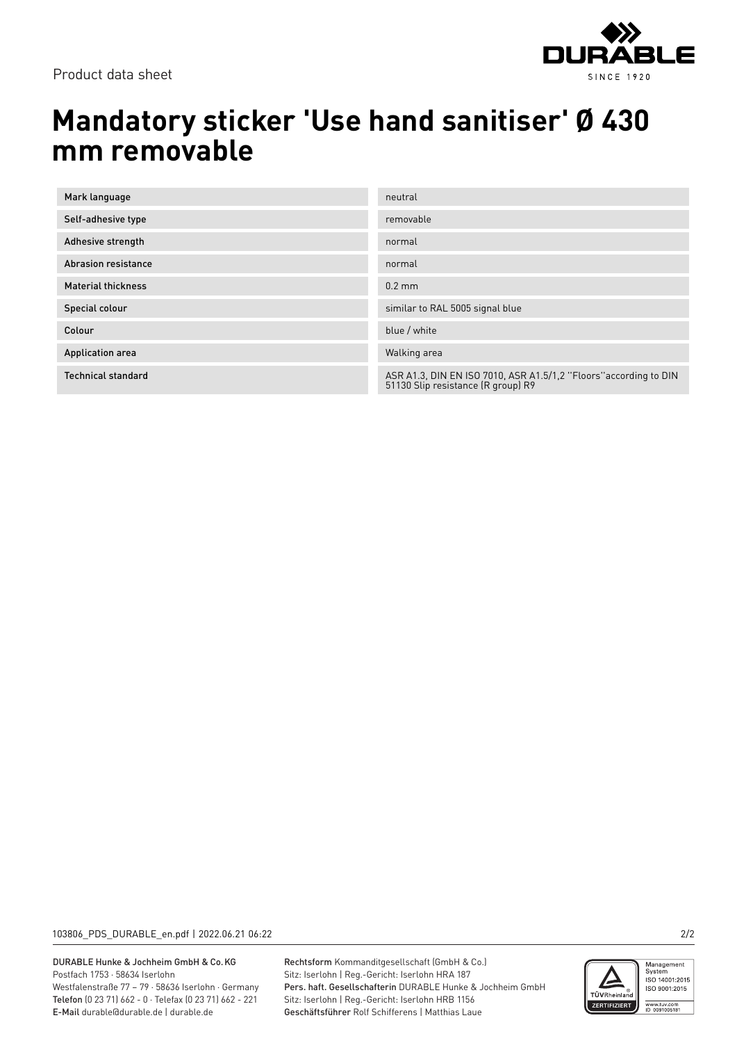# Mandatory sticker 'Use hand sanitiser' Ø 430 mm removable

| | |
|---|---|
| Mark language | neutral |
| Self-adhesive type | removable |
| Adhesive strength | normal |
| Abrasion resistance | normal |
| Material thickness | 0.2 mm |
| Special colour | similar to RAL 5005 signal blue |
| Colour | blue / white |
| Application area | Walking area |
| Technical standard | ASR A1.3, DIN EN ISO 7010, ASR A1.5/1,2 ''Floors''according to DIN 51130 Slip resistance (R group) R9 |

103806_PDS_DURABLE_en.pdf | 2022.06.21 06:22

DURABLE Hunke & Jochheim GmbH & Co.KG
Postfach 1753 · 58634 Iserlohn
Westfalenstraße 77 – 79 · 58636 Iserlohn · Germany
Telefon (0 23 71) 662 - 0 · Telefax (0 23 71) 662 - 221
E-Mail durable@durable.de | durable.de

Rechtsform Kommanditgesellschaft (GmbH & Co.)
Sitz: Iserlohn | Reg.-Gericht: Iserlohn HRA 187
Pers. haft. Gesellschafterin DURABLE Hunke & Jochheim GmbH
Sitz: Iserlohn | Reg.-Gericht: Iserlohn HRB 1156
Geschäftsführer Rolf Schifferens | Matthias Laue